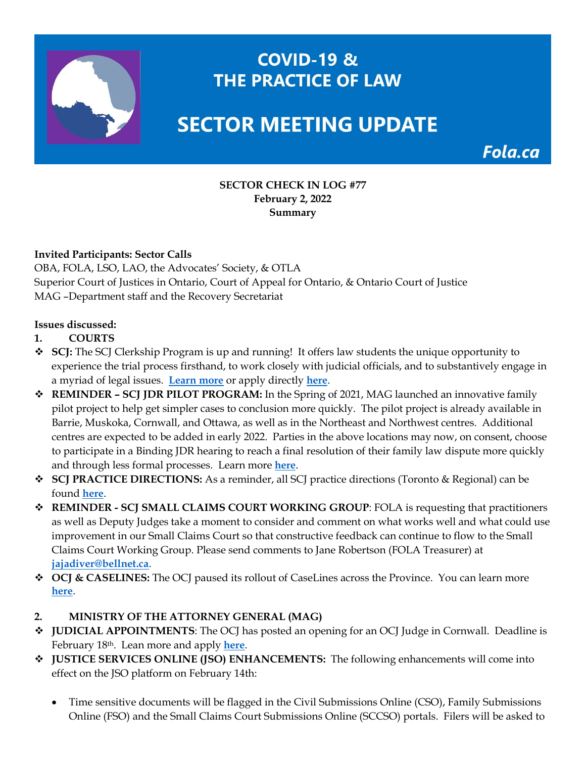# COVID-19 & THE PRACTICE OF LAW

# SECTOR MEETING UPDATE

Fola.ca

**SECTOR CHECK IN LOG #77**
**February 2, 2022**
**Summary**

**Invited Participants: Sector Calls**
OBA, FOLA, LSO, LAO, the Advocates' Society, & OTLA
Superior Court of Justices in Ontario, Court of Appeal for Ontario, & Ontario Court of Justice
MAG –Department staff and the Recovery Secretariat

**Issues discussed:**

1. **COURTS**

- **SCJ:** The SCJ Clerkship Program is up and running! It offers law students the unique opportunity to experience the trial process firsthand, to work closely with judicial officials, and to substantively engage in a myriad of legal issues. **Learn more** or apply directly **here**.
- **REMINDER – SCJ JDR PILOT PROGRAM:** In the Spring of 2021, MAG launched an innovative family pilot project to help get simpler cases to conclusion more quickly. The pilot project is already available in Barrie, Muskoka, Cornwall, and Ottawa, as well as in the Northeast and Northwest centres. Additional centres are expected to be added in early 2022. Parties in the above locations may now, on consent, choose to participate in a Binding JDR hearing to reach a final resolution of their family law dispute more quickly and through less formal processes. Learn more **here**.
- **SCJ PRACTICE DIRECTIONS:** As a reminder, all SCJ practice directions (Toronto & Regional) can be found **here**.
- **REMINDER - SCJ SMALL CLAIMS COURT WORKING GROUP**: FOLA is requesting that practitioners as well as Deputy Judges take a moment to consider and comment on what works well and what could use improvement in our Small Claims Court so that constructive feedback can continue to flow to the Small Claims Court Working Group. Please send comments to Jane Robertson (FOLA Treasurer) at **jajadiver@bellnet.ca**.
- **OCJ & CASELINES:** The OCJ paused its rollout of CaseLines across the Province. You can learn more **here**.

2. **MINISTRY OF THE ATTORNEY GENERAL (MAG)**

- **JUDICIAL APPOINTMENTS**: The OCJ has posted an opening for an OCJ Judge in Cornwall. Deadline is February 18th. Lean more and apply **here**.
- **JUSTICE SERVICES ONLINE (JSO) ENHANCEMENTS:** The following enhancements will come into effect on the JSO platform on February 14th:
  - Time sensitive documents will be flagged in the Civil Submissions Online (CSO), Family Submissions Online (FSO) and the Small Claims Court Submissions Online (SCCSO) portals. Filers will be asked to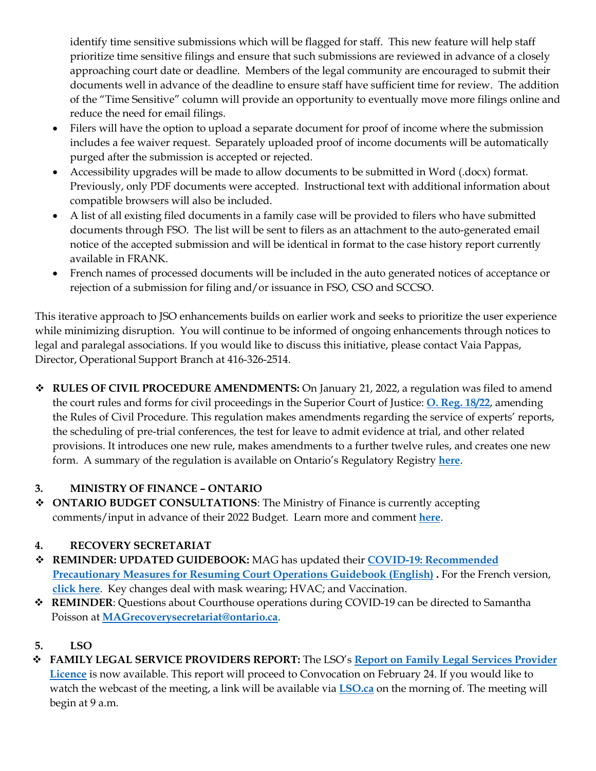identify time sensitive submissions which will be flagged for staff. This new feature will help staff prioritize time sensitive filings and ensure that such submissions are reviewed in advance of a closely approaching court date or deadline. Members of the legal community are encouraged to submit their documents well in advance of the deadline to ensure staff have sufficient time for review. The addition of the "Time Sensitive" column will provide an opportunity to eventually move more filings online and reduce the need for email filings.

- Filers will have the option to upload a separate document for proof of income where the submission includes a fee waiver request. Separately uploaded proof of income documents will be automatically purged after the submission is accepted or rejected.
- Accessibility upgrades will be made to allow documents to be submitted in Word (.docx) format. Previously, only PDF documents were accepted. Instructional text with additional information about compatible browsers will also be included.
- A list of all existing filed documents in a family case will be provided to filers who have submitted documents through FSO. The list will be sent to filers as an attachment to the auto-generated email notice of the accepted submission and will be identical in format to the case history report currently available in FRANK.
- French names of processed documents will be included in the auto generated notices of acceptance or rejection of a submission for filing and/or issuance in FSO, CSO and SCCSO.

This iterative approach to JSO enhancements builds on earlier work and seeks to prioritize the user experience while minimizing disruption. You will continue to be informed of ongoing enhancements through notices to legal and paralegal associations. If you would like to discuss this initiative, please contact Vaia Pappas, Director, Operational Support Branch at 416-326-2514.

- **RULES OF CIVIL PROCEDURE AMENDMENTS:** On January 21, 2022, a regulation was filed to amend the court rules and forms for civil proceedings in the Superior Court of Justice: **O. Reg. 18/22**, amending the Rules of Civil Procedure. This regulation makes amendments regarding the service of experts' reports, the scheduling of pre-trial conferences, the test for leave to admit evidence at trial, and other related provisions. It introduces one new rule, makes amendments to a further twelve rules, and creates one new form. A summary of the regulation is available on Ontario's Regulatory Registry **here**.

## 3. MINISTRY OF FINANCE – ONTARIO

- **ONTARIO BUDGET CONSULTATIONS**: The Ministry of Finance is currently accepting comments/input in advance of their 2022 Budget. Learn more and comment **here**.

## 4. RECOVERY SECRETARIAT

- **REMINDER: UPDATED GUIDEBOOK:** MAG has updated their **COVID-19: Recommended Precautionary Measures for Resuming Court Operations Guidebook (English)** . For the French version, **click here**. Key changes deal with mask wearing; HVAC; and Vaccination.
- **REMINDER**: Questions about Courthouse operations during COVID-19 can be directed to Samantha Poisson at **MAGrecoverysecretariat@ontario.ca**.

## 5. LSO

- **FAMILY LEGAL SERVICE PROVIDERS REPORT:** The LSO's **Report on Family Legal Services Provider Licence** is now available. This report will proceed to Convocation on February 24. If you would like to watch the webcast of the meeting, a link will be available via **LSO.ca** on the morning of. The meeting will begin at 9 a.m.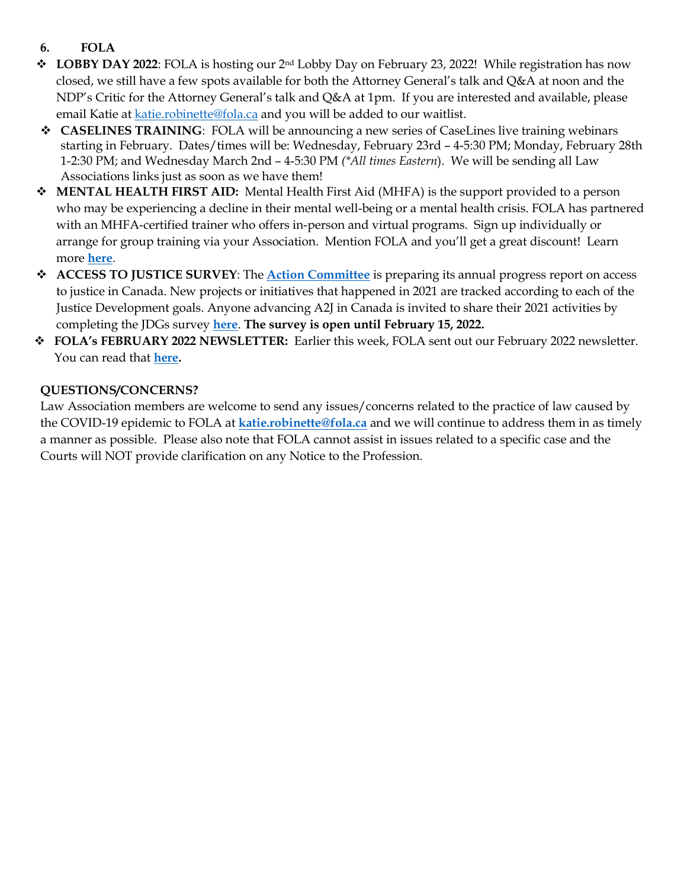### 6. FOLA

- **LOBBY DAY 2022**: FOLA is hosting our 2nd Lobby Day on February 23, 2022! While registration has now closed, we still have a few spots available for both the Attorney General's talk and Q&A at noon and the NDP's Critic for the Attorney General's talk and Q&A at 1pm. If you are interested and available, please email Katie at katie.robinette@fola.ca and you will be added to our waitlist.
- **CASELINES TRAINING**: FOLA will be announcing a new series of CaseLines live training webinars starting in February. Dates/times will be: Wednesday, February 23rd – 4-5:30 PM; Monday, February 28th 1-2:30 PM; and Wednesday March 2nd – 4-5:30 PM *(\*All times Eastern)*. We will be sending all Law Associations links just as soon as we have them!
- **MENTAL HEALTH FIRST AID:** Mental Health First Aid (MHFA) is the support provided to a person who may be experiencing a decline in their mental well-being or a mental health crisis. FOLA has partnered with an MHFA-certified trainer who offers in-person and virtual programs. Sign up individually or arrange for group training via your Association. Mention FOLA and you'll get a great discount! Learn more **here**.
- **ACCESS TO JUSTICE SURVEY**: The **Action Committee** is preparing its annual progress report on access to justice in Canada. New projects or initiatives that happened in 2021 are tracked according to each of the Justice Development goals. Anyone advancing A2J in Canada is invited to share their 2021 activities by completing the JDGs survey **here**. **The survey is open until February 15, 2022.**
- **FOLA's FEBRUARY 2022 NEWSLETTER:** Earlier this week, FOLA sent out our February 2022 newsletter. You can read that **here.**

**QUESTIONS/CONCERNS?**

Law Association members are welcome to send any issues/concerns related to the practice of law caused by the COVID-19 epidemic to FOLA at **katie.robinette@fola.ca** and we will continue to address them in as timely a manner as possible. Please also note that FOLA cannot assist in issues related to a specific case and the Courts will NOT provide clarification on any Notice to the Profession.